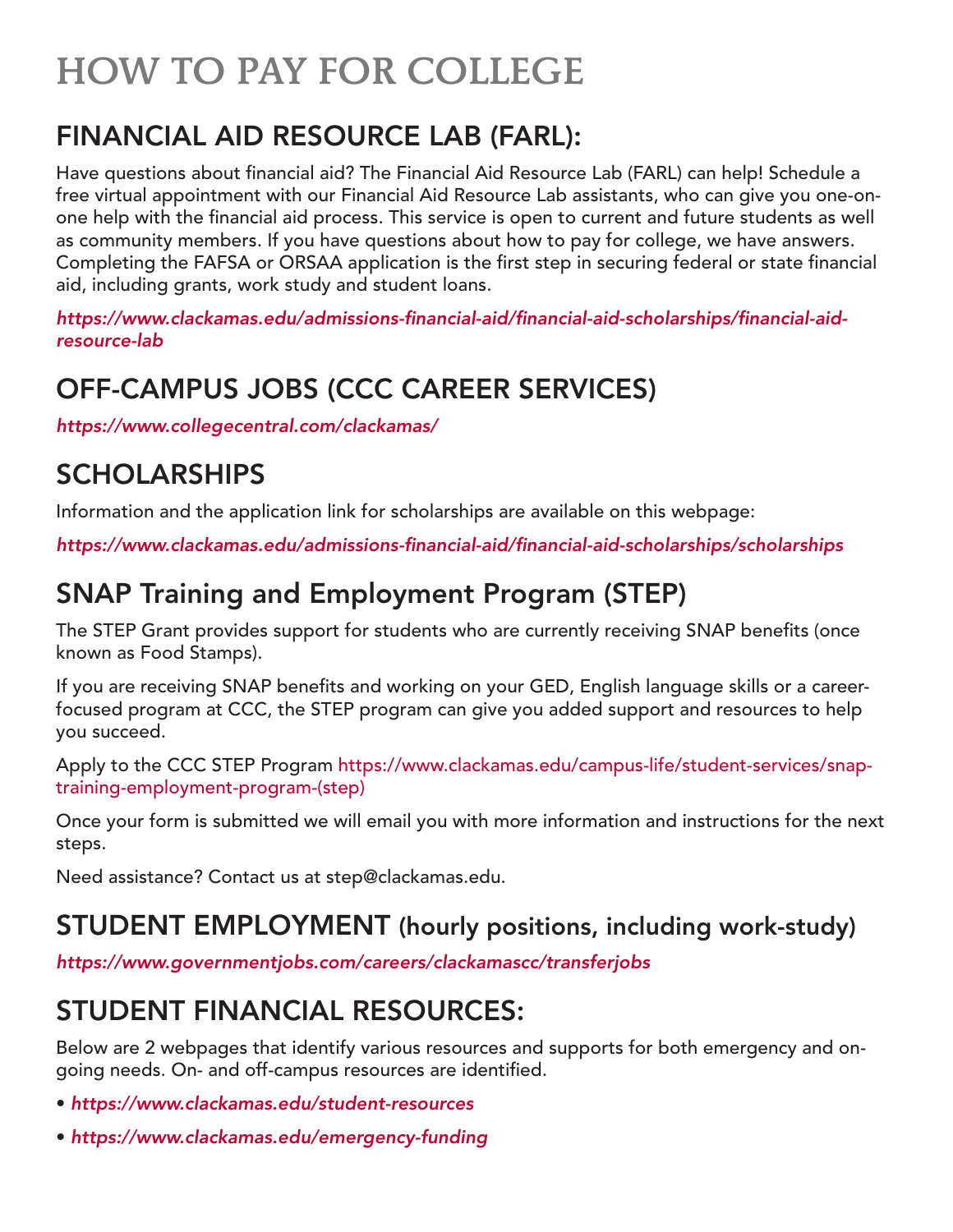# HOW TO PAY FOR COLLEGE

## FINANCIAL AID RESOURCE LAB (FARL):

Have questions about financial aid? The Financial Aid Resource Lab (FARL) can help! Schedule a free virtual appointment with our Financial Aid Resource Lab assistants, who can give you one-on-one help with the financial aid process. This service is open to current and future students as well as community members. If you have questions about how to pay for college, we have answers. Completing the FAFSA or ORSAA application is the first step in securing federal or state financial aid, including grants, work study and student loans.

*https://www.clackamas.edu/admissions-financial-aid/financial-aid-scholarships/financial-aid-resource-lab*

## OFF-CAMPUS JOBS (CCC CAREER SERVICES)

*https://www.collegecentral.com/clackamas/*

## SCHOLARSHIPS

Information and the application link for scholarships are available on this webpage:

*https://www.clackamas.edu/admissions-financial-aid/financial-aid-scholarships/scholarships*

## SNAP Training and Employment Program (STEP)

The STEP Grant provides support for students who are currently receiving SNAP benefits (once known as Food Stamps).

If you are receiving SNAP benefits and working on your GED, English language skills or a career-focused program at CCC, the STEP program can give you added support and resources to help you succeed.

Apply to the CCC STEP Program https://www.clackamas.edu/campus-life/student-services/snap-training-employment-program-(step)

Once your form is submitted we will email you with more information and instructions for the next steps.

Need assistance? Contact us at step@clackamas.edu.

## STUDENT EMPLOYMENT (hourly positions, including work-study)

*https://www.governmentjobs.com/careers/clackamascc/transferjobs*

## STUDENT FINANCIAL RESOURCES:

Below are 2 webpages that identify various resources and supports for both emergency and on-going needs. On- and off-campus resources are identified.

- *https://www.clackamas.edu/student-resources*
- *https://www.clackamas.edu/emergency-funding*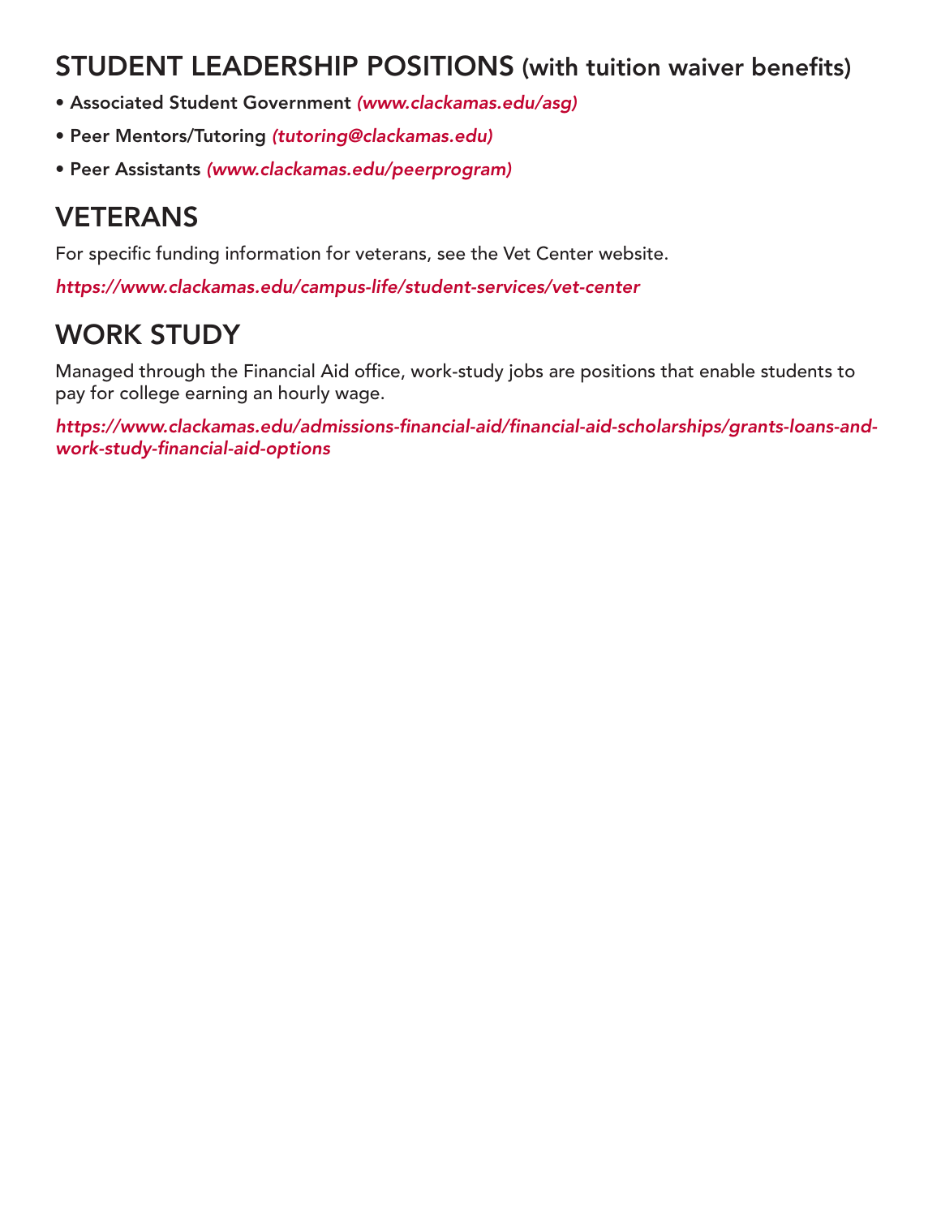## STUDENT LEADERSHIP POSITIONS (with tuition waiver benefits)

- **Associated Student Government** *(www.clackamas.edu/asg)*
- **Peer Mentors/Tutoring** *(tutoring@clackamas.edu)*
- **Peer Assistants** *(www.clackamas.edu/peerprogram)*

## VETERANS

For specific funding information for veterans, see the Vet Center website.

*https://www.clackamas.edu/campus-life/student-services/vet-center*

## WORK STUDY

Managed through the Financial Aid office, work-study jobs are positions that enable students to pay for college earning an hourly wage.

*https://www.clackamas.edu/admissions-financial-aid/financial-aid-scholarships/grants-loans-and-work-study-financial-aid-options*